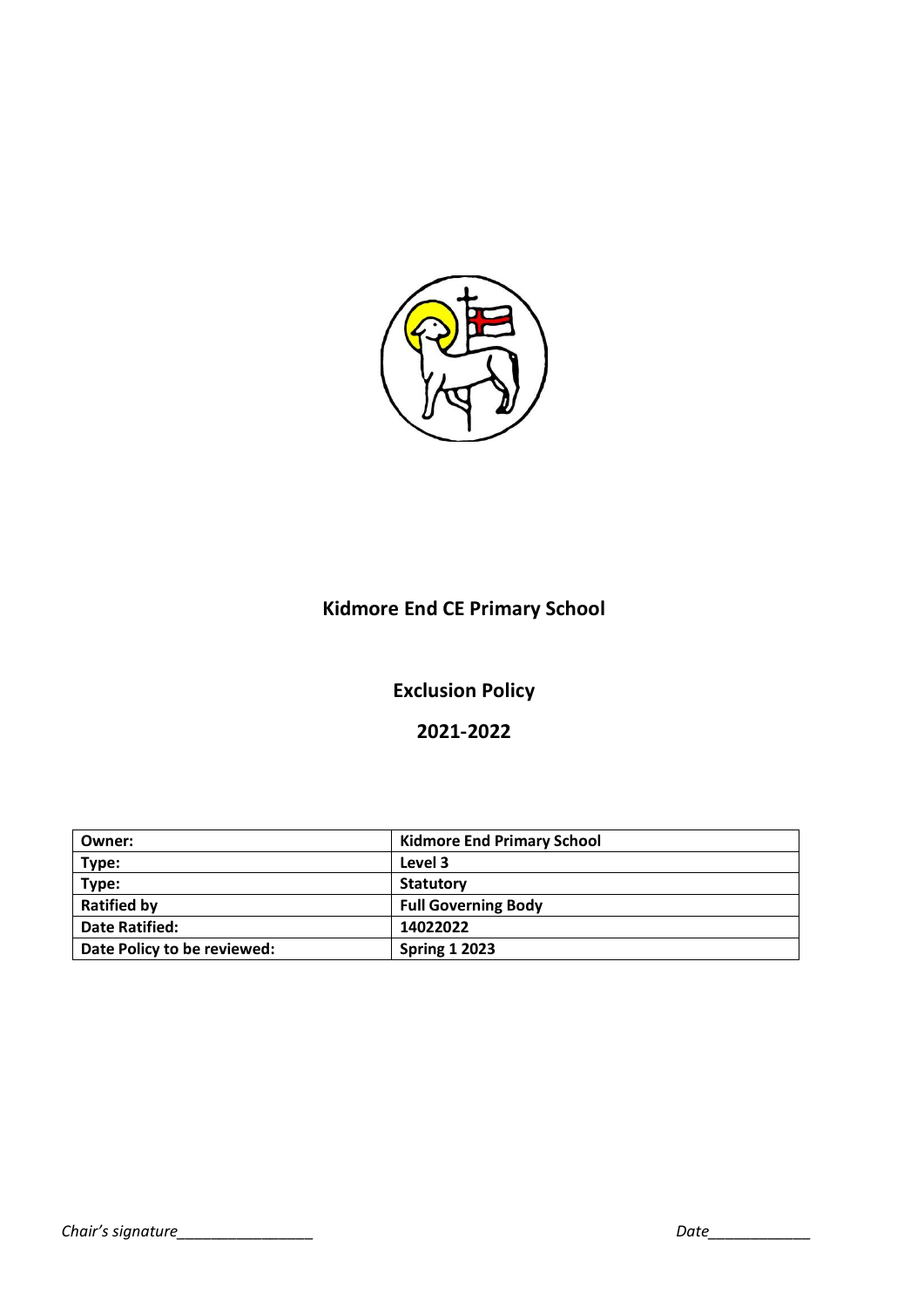# Kidmore End CE Primary School

## Exclusion Policy

## 2021-2022

| **Owner:** | **Kidmore End Primary School** |
|---|---|
| **Type:** | **Level 3** |
| **Type:** | **Statutory** |
| **Ratified by** | **Full Governing Body** |
| **Date Ratified:** | **14022022** |
| **Date Policy to be reviewed:** | **Spring 1 2023** |

*Chair's signature*________________ *Date*____________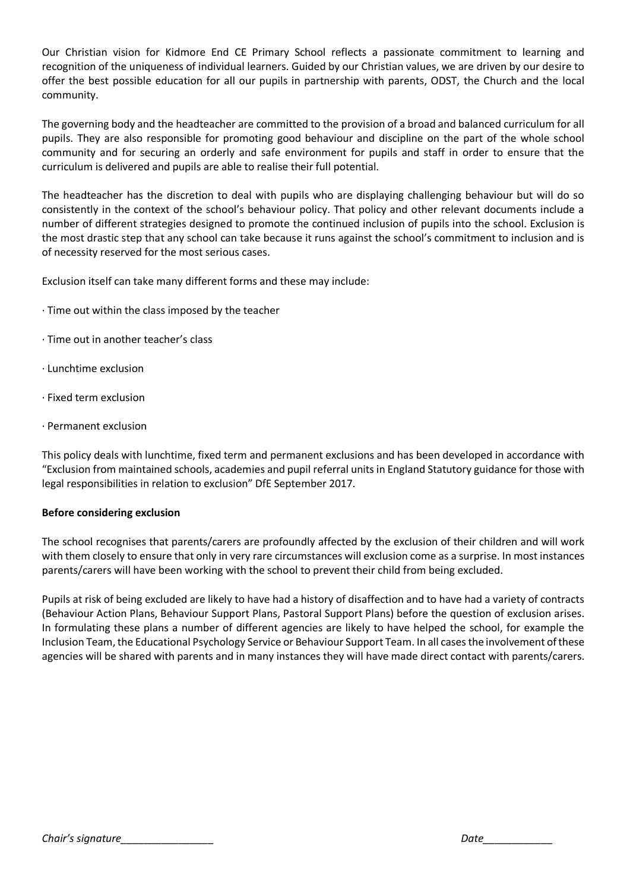Our Christian vision for Kidmore End CE Primary School reflects a passionate commitment to learning and recognition of the uniqueness of individual learners. Guided by our Christian values, we are driven by our desire to offer the best possible education for all our pupils in partnership with parents, ODST, the Church and the local community.

The governing body and the headteacher are committed to the provision of a broad and balanced curriculum for all pupils. They are also responsible for promoting good behaviour and discipline on the part of the whole school community and for securing an orderly and safe environment for pupils and staff in order to ensure that the curriculum is delivered and pupils are able to realise their full potential.

The headteacher has the discretion to deal with pupils who are displaying challenging behaviour but will do so consistently in the context of the school's behaviour policy. That policy and other relevant documents include a number of different strategies designed to promote the continued inclusion of pupils into the school. Exclusion is the most drastic step that any school can take because it runs against the school's commitment to inclusion and is of necessity reserved for the most serious cases.

Exclusion itself can take many different forms and these may include:

· Time out within the class imposed by the teacher

· Time out in another teacher's class

· Lunchtime exclusion

· Fixed term exclusion

· Permanent exclusion

This policy deals with lunchtime, fixed term and permanent exclusions and has been developed in accordance with "Exclusion from maintained schools, academies and pupil referral units in England Statutory guidance for those with legal responsibilities in relation to exclusion" DfE September 2017.

**Before considering exclusion**

The school recognises that parents/carers are profoundly affected by the exclusion of their children and will work with them closely to ensure that only in very rare circumstances will exclusion come as a surprise. In most instances parents/carers will have been working with the school to prevent their child from being excluded.

Pupils at risk of being excluded are likely to have had a history of disaffection and to have had a variety of contracts (Behaviour Action Plans, Behaviour Support Plans, Pastoral Support Plans) before the question of exclusion arises. In formulating these plans a number of different agencies are likely to have helped the school, for example the Inclusion Team, the Educational Psychology Service or Behaviour Support Team. In all cases the involvement of these agencies will be shared with parents and in many instances they will have made direct contact with parents/carers.

*Chair's signature*________________ *Date*____________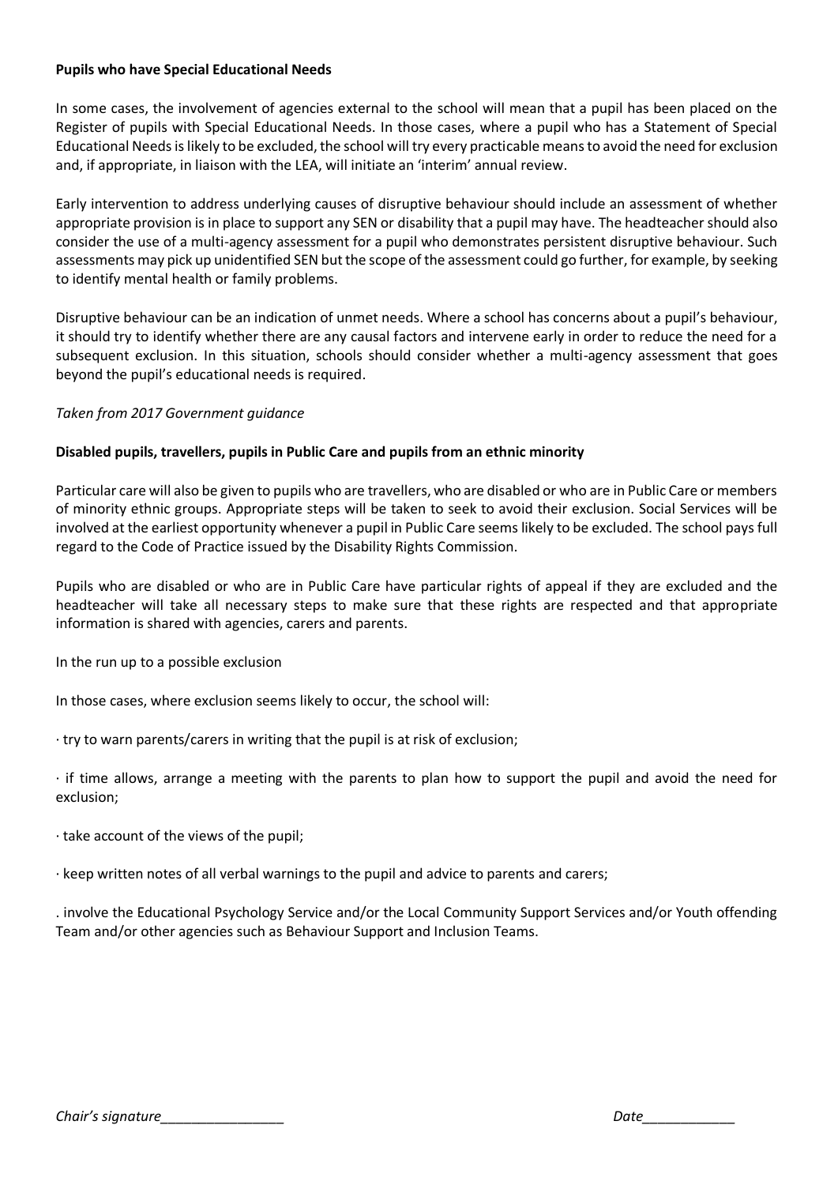**Pupils who have Special Educational Needs**

In some cases, the involvement of agencies external to the school will mean that a pupil has been placed on the Register of pupils with Special Educational Needs. In those cases, where a pupil who has a Statement of Special Educational Needs is likely to be excluded, the school will try every practicable means to avoid the need for exclusion and, if appropriate, in liaison with the LEA, will initiate an 'interim' annual review.

Early intervention to address underlying causes of disruptive behaviour should include an assessment of whether appropriate provision is in place to support any SEN or disability that a pupil may have. The headteacher should also consider the use of a multi-agency assessment for a pupil who demonstrates persistent disruptive behaviour. Such assessments may pick up unidentified SEN but the scope of the assessment could go further, for example, by seeking to identify mental health or family problems.

Disruptive behaviour can be an indication of unmet needs. Where a school has concerns about a pupil's behaviour, it should try to identify whether there are any causal factors and intervene early in order to reduce the need for a subsequent exclusion. In this situation, schools should consider whether a multi-agency assessment that goes beyond the pupil's educational needs is required.

*Taken from 2017 Government guidance*

**Disabled pupils, travellers, pupils in Public Care and pupils from an ethnic minority**

Particular care will also be given to pupils who are travellers, who are disabled or who are in Public Care or members of minority ethnic groups. Appropriate steps will be taken to seek to avoid their exclusion. Social Services will be involved at the earliest opportunity whenever a pupil in Public Care seems likely to be excluded. The school pays full regard to the Code of Practice issued by the Disability Rights Commission.

Pupils who are disabled or who are in Public Care have particular rights of appeal if they are excluded and the headteacher will take all necessary steps to make sure that these rights are respected and that appropriate information is shared with agencies, carers and parents.

In the run up to a possible exclusion

In those cases, where exclusion seems likely to occur, the school will:

· try to warn parents/carers in writing that the pupil is at risk of exclusion;

· if time allows, arrange a meeting with the parents to plan how to support the pupil and avoid the need for exclusion;

· take account of the views of the pupil;

· keep written notes of all verbal warnings to the pupil and advice to parents and carers;

. involve the Educational Psychology Service and/or the Local Community Support Services and/or Youth offending Team and/or other agencies such as Behaviour Support and Inclusion Teams.

*Chair's signature________________* *Date____________*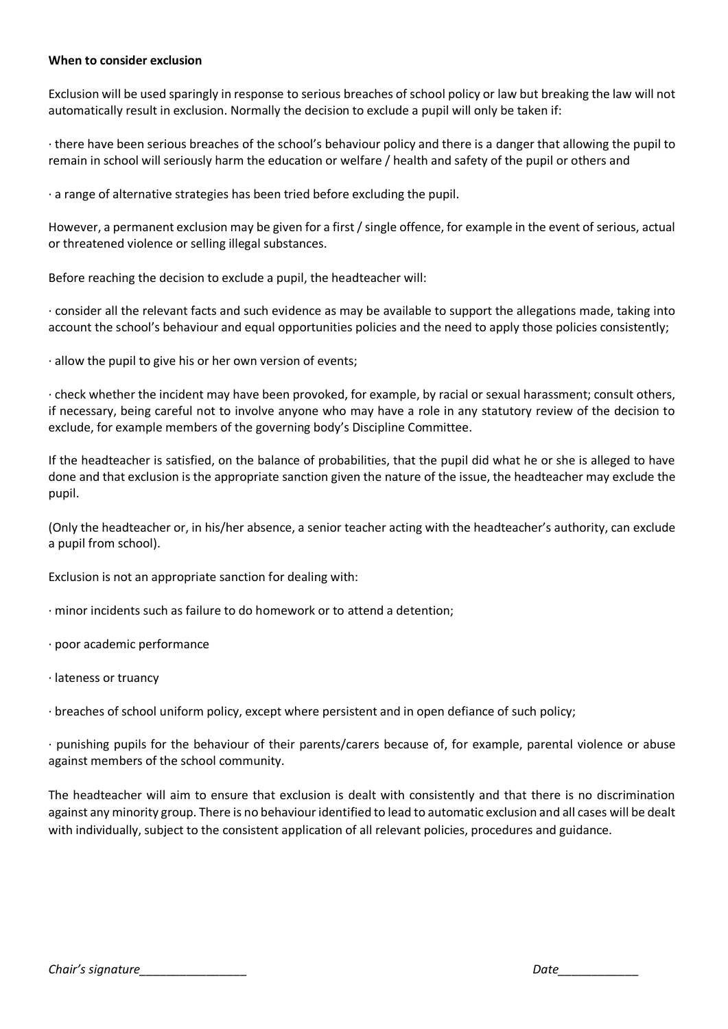**When to consider exclusion**

Exclusion will be used sparingly in response to serious breaches of school policy or law but breaking the law will not automatically result in exclusion. Normally the decision to exclude a pupil will only be taken if:

· there have been serious breaches of the school's behaviour policy and there is a danger that allowing the pupil to remain in school will seriously harm the education or welfare / health and safety of the pupil or others and

· a range of alternative strategies has been tried before excluding the pupil.

However, a permanent exclusion may be given for a first / single offence, for example in the event of serious, actual or threatened violence or selling illegal substances.

Before reaching the decision to exclude a pupil, the headteacher will:

· consider all the relevant facts and such evidence as may be available to support the allegations made, taking into account the school's behaviour and equal opportunities policies and the need to apply those policies consistently;

· allow the pupil to give his or her own version of events;

· check whether the incident may have been provoked, for example, by racial or sexual harassment; consult others, if necessary, being careful not to involve anyone who may have a role in any statutory review of the decision to exclude, for example members of the governing body's Discipline Committee.

If the headteacher is satisfied, on the balance of probabilities, that the pupil did what he or she is alleged to have done and that exclusion is the appropriate sanction given the nature of the issue, the headteacher may exclude the pupil.

(Only the headteacher or, in his/her absence, a senior teacher acting with the headteacher's authority, can exclude a pupil from school).

Exclusion is not an appropriate sanction for dealing with:

· minor incidents such as failure to do homework or to attend a detention;

· poor academic performance

· lateness or truancy

· breaches of school uniform policy, except where persistent and in open defiance of such policy;

· punishing pupils for the behaviour of their parents/carers because of, for example, parental violence or abuse against members of the school community.

The headteacher will aim to ensure that exclusion is dealt with consistently and that there is no discrimination against any minority group. There is no behaviour identified to lead to automatic exclusion and all cases will be dealt with individually, subject to the consistent application of all relevant policies, procedures and guidance.

*Chair's signature________________* *Date____________*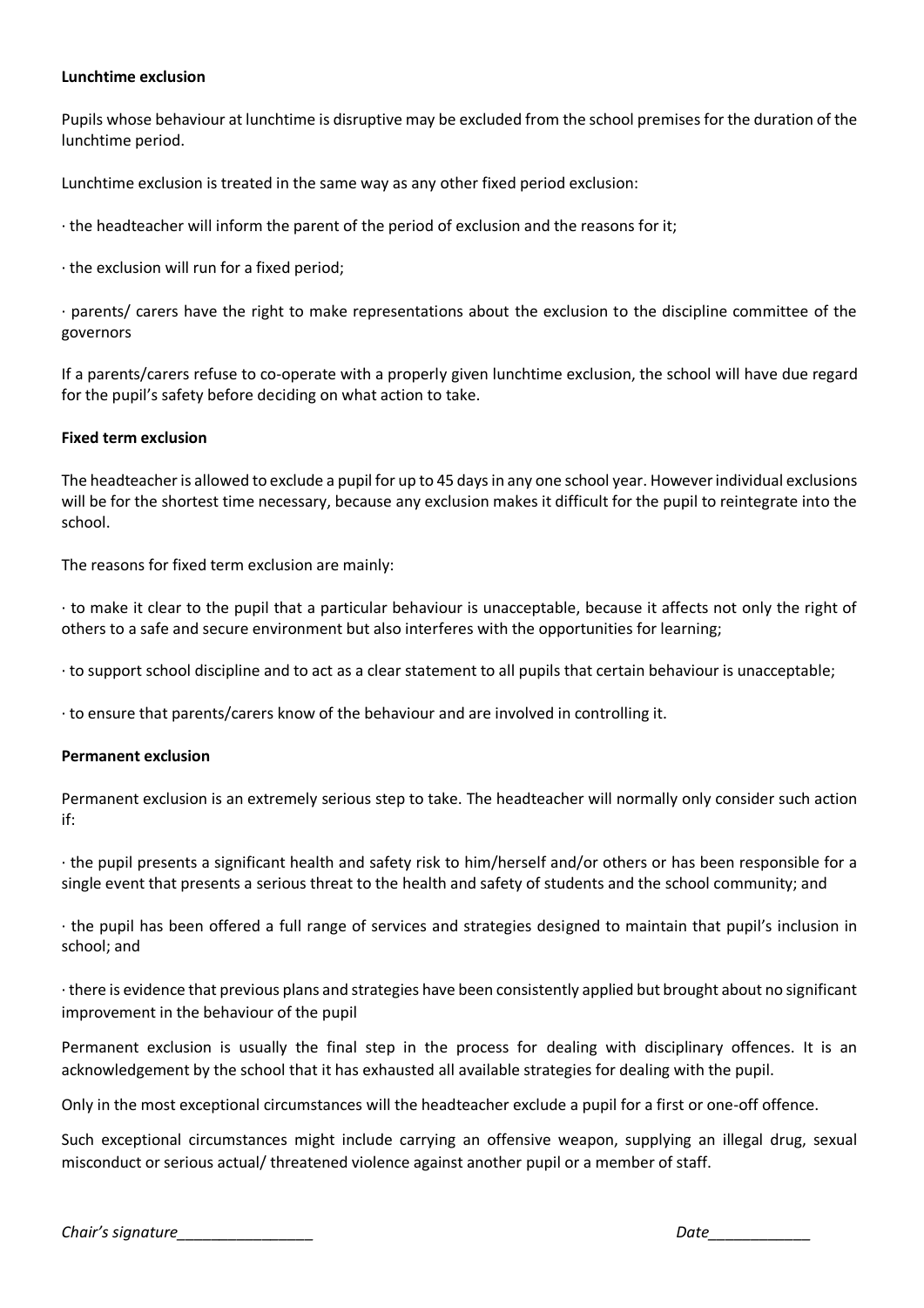**Lunchtime exclusion**

Pupils whose behaviour at lunchtime is disruptive may be excluded from the school premises for the duration of the lunchtime period.

Lunchtime exclusion is treated in the same way as any other fixed period exclusion:

· the headteacher will inform the parent of the period of exclusion and the reasons for it;

· the exclusion will run for a fixed period;

· parents/ carers have the right to make representations about the exclusion to the discipline committee of the governors

If a parents/carers refuse to co-operate with a properly given lunchtime exclusion, the school will have due regard for the pupil's safety before deciding on what action to take.

**Fixed term exclusion**

The headteacher is allowed to exclude a pupil for up to 45 days in any one school year. However individual exclusions will be for the shortest time necessary, because any exclusion makes it difficult for the pupil to reintegrate into the school.

The reasons for fixed term exclusion are mainly:

· to make it clear to the pupil that a particular behaviour is unacceptable, because it affects not only the right of others to a safe and secure environment but also interferes with the opportunities for learning;

· to support school discipline and to act as a clear statement to all pupils that certain behaviour is unacceptable;

· to ensure that parents/carers know of the behaviour and are involved in controlling it.

**Permanent exclusion**

Permanent exclusion is an extremely serious step to take. The headteacher will normally only consider such action if:

· the pupil presents a significant health and safety risk to him/herself and/or others or has been responsible for a single event that presents a serious threat to the health and safety of students and the school community; and

· the pupil has been offered a full range of services and strategies designed to maintain that pupil's inclusion in school; and

· there is evidence that previous plans and strategies have been consistently applied but brought about no significant improvement in the behaviour of the pupil

Permanent exclusion is usually the final step in the process for dealing with disciplinary offences. It is an acknowledgement by the school that it has exhausted all available strategies for dealing with the pupil.

Only in the most exceptional circumstances will the headteacher exclude a pupil for a first or one-off offence.

Such exceptional circumstances might include carrying an offensive weapon, supplying an illegal drug, sexual misconduct or serious actual/ threatened violence against another pupil or a member of staff.

*Chair's signature*________________ *Date*____________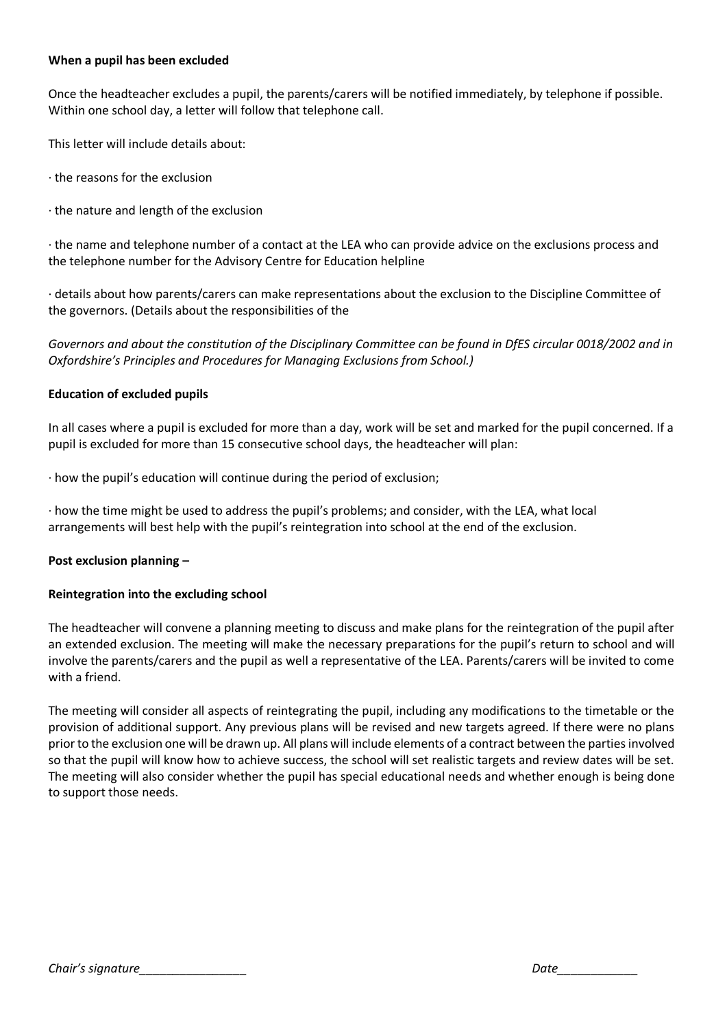**When a pupil has been excluded**

Once the headteacher excludes a pupil, the parents/carers will be notified immediately, by telephone if possible. Within one school day, a letter will follow that telephone call.

This letter will include details about:

· the reasons for the exclusion

· the nature and length of the exclusion

· the name and telephone number of a contact at the LEA who can provide advice on the exclusions process and the telephone number for the Advisory Centre for Education helpline

· details about how parents/carers can make representations about the exclusion to the Discipline Committee of the governors. (Details about the responsibilities of the

*Governors and about the constitution of the Disciplinary Committee can be found in DfES circular 0018/2002 and in Oxfordshire's Principles and Procedures for Managing Exclusions from School.)*

**Education of excluded pupils**

In all cases where a pupil is excluded for more than a day, work will be set and marked for the pupil concerned. If a pupil is excluded for more than 15 consecutive school days, the headteacher will plan:

· how the pupil's education will continue during the period of exclusion;

· how the time might be used to address the pupil's problems; and consider, with the LEA, what local arrangements will best help with the pupil's reintegration into school at the end of the exclusion.

**Post exclusion planning –**

**Reintegration into the excluding school**

The headteacher will convene a planning meeting to discuss and make plans for the reintegration of the pupil after an extended exclusion. The meeting will make the necessary preparations for the pupil's return to school and will involve the parents/carers and the pupil as well a representative of the LEA. Parents/carers will be invited to come with a friend.

The meeting will consider all aspects of reintegrating the pupil, including any modifications to the timetable or the provision of additional support. Any previous plans will be revised and new targets agreed. If there were no plans prior to the exclusion one will be drawn up. All plans will include elements of a contract between the parties involved so that the pupil will know how to achieve success, the school will set realistic targets and review dates will be set. The meeting will also consider whether the pupil has special educational needs and whether enough is being done to support those needs.

*Chair's signature*________________ *Date*____________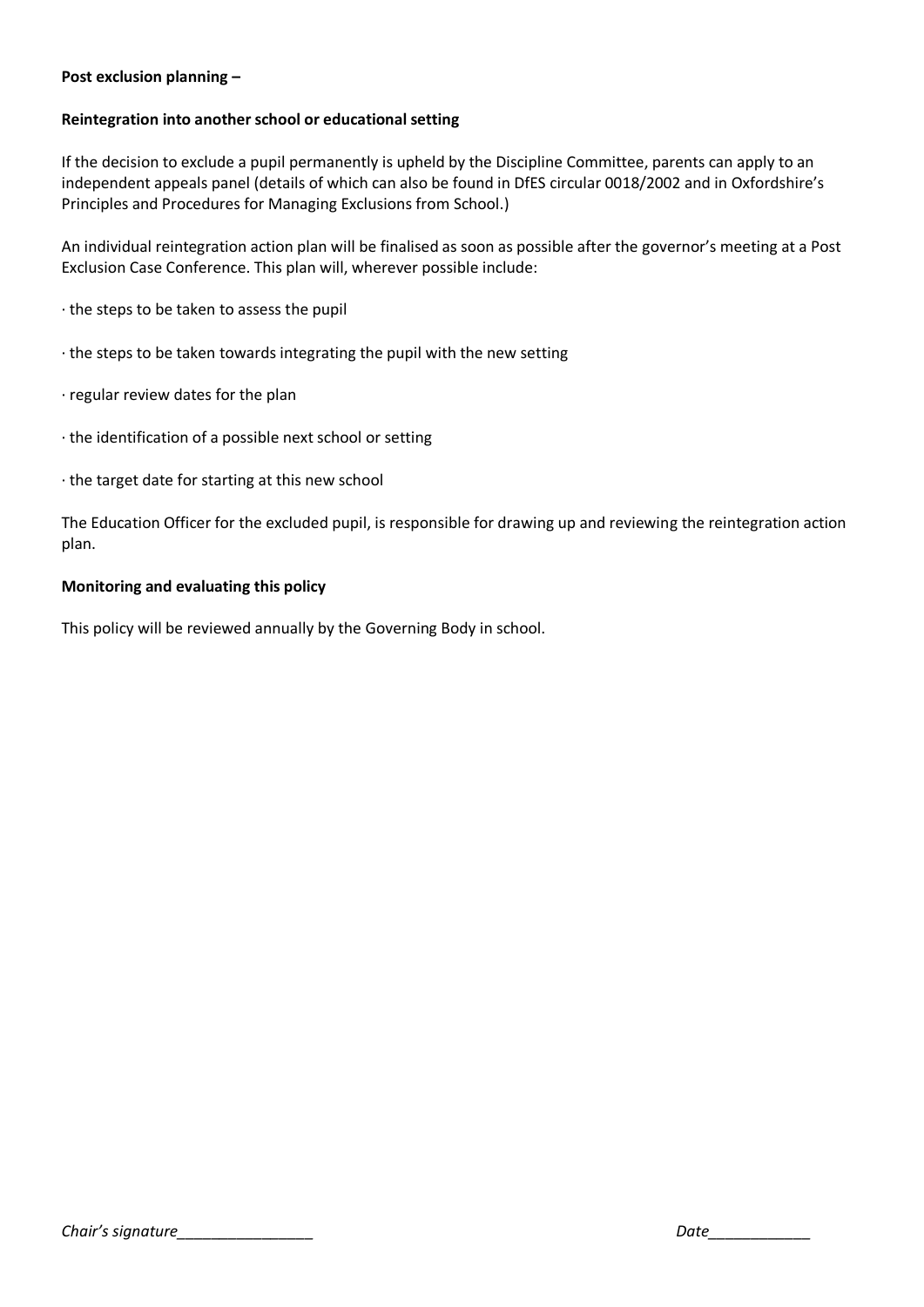**Post exclusion planning –**

**Reintegration into another school or educational setting**

If the decision to exclude a pupil permanently is upheld by the Discipline Committee, parents can apply to an independent appeals panel (details of which can also be found in DfES circular 0018/2002 and in Oxfordshire's Principles and Procedures for Managing Exclusions from School.)

An individual reintegration action plan will be finalised as soon as possible after the governor's meeting at a Post Exclusion Case Conference. This plan will, wherever possible include:

· the steps to be taken to assess the pupil

· the steps to be taken towards integrating the pupil with the new setting

· regular review dates for the plan

· the identification of a possible next school or setting

· the target date for starting at this new school

The Education Officer for the excluded pupil, is responsible for drawing up and reviewing the reintegration action plan.

**Monitoring and evaluating this policy**

This policy will be reviewed annually by the Governing Body in school.

*Chair's signature*________________ *Date*____________